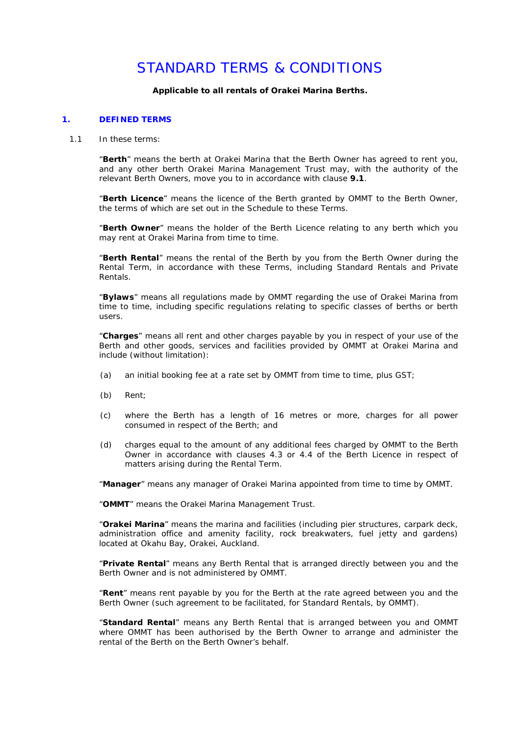# STANDARD TERMS & CONDITIONS

**Applicable to all rentals of Orakei Marina Berths.**

## 1. DEFINED TERMS

1.1 In these terms:

"**Berth**" means the berth at Orakei Marina that the Berth Owner has agreed to rent you, and any other berth Orakei Marina Management Trust may, with the authority of the relevant Berth Owners, move you to in accordance with clause **9.1**.

"**Berth Licence**" means the licence of the Berth granted by OMMT to the Berth Owner, the terms of which are set out in the Schedule to these Terms.

"**Berth Owner**" means the holder of the Berth Licence relating to any berth which you may rent at Orakei Marina from time to time.

"**Berth Rental**" means the rental of the Berth by you from the Berth Owner during the Rental Term, in accordance with these Terms, including Standard Rentals and Private Rentals.

"**Bylaws**" means all regulations made by OMMT regarding the use of Orakei Marina from time to time, including specific regulations relating to specific classes of berths or berth users.

"**Charges**" means all rent and other charges payable by you in respect of your use of the Berth and other goods, services and facilities provided by OMMT at Orakei Marina and include (without limitation):

(a) an initial booking fee at a rate set by OMMT from time to time, plus GST;

(b) Rent;

(c) where the Berth has a length of 16 metres or more, charges for all power consumed in respect of the Berth; and

(d) charges equal to the amount of any additional fees charged by OMMT to the Berth Owner in accordance with clauses 4.3 or 4.4 of the Berth Licence in respect of matters arising during the Rental Term.

"**Manager**" means any manager of Orakei Marina appointed from time to time by OMMT.

"**OMMT**" means the Orakei Marina Management Trust.

"**Orakei Marina**" means the marina and facilities (including pier structures, carpark deck, administration office and amenity facility, rock breakwaters, fuel jetty and gardens) located at Okahu Bay, Orakei, Auckland.

"**Private Rental**" means any Berth Rental that is arranged directly between you and the Berth Owner and is not administered by OMMT.

"**Rent**" means rent payable by you for the Berth at the rate agreed between you and the Berth Owner (such agreement to be facilitated, for Standard Rentals, by OMMT).

"**Standard Rental**" means any Berth Rental that is arranged between you and OMMT where OMMT has been authorised by the Berth Owner to arrange and administer the rental of the Berth on the Berth Owner's behalf.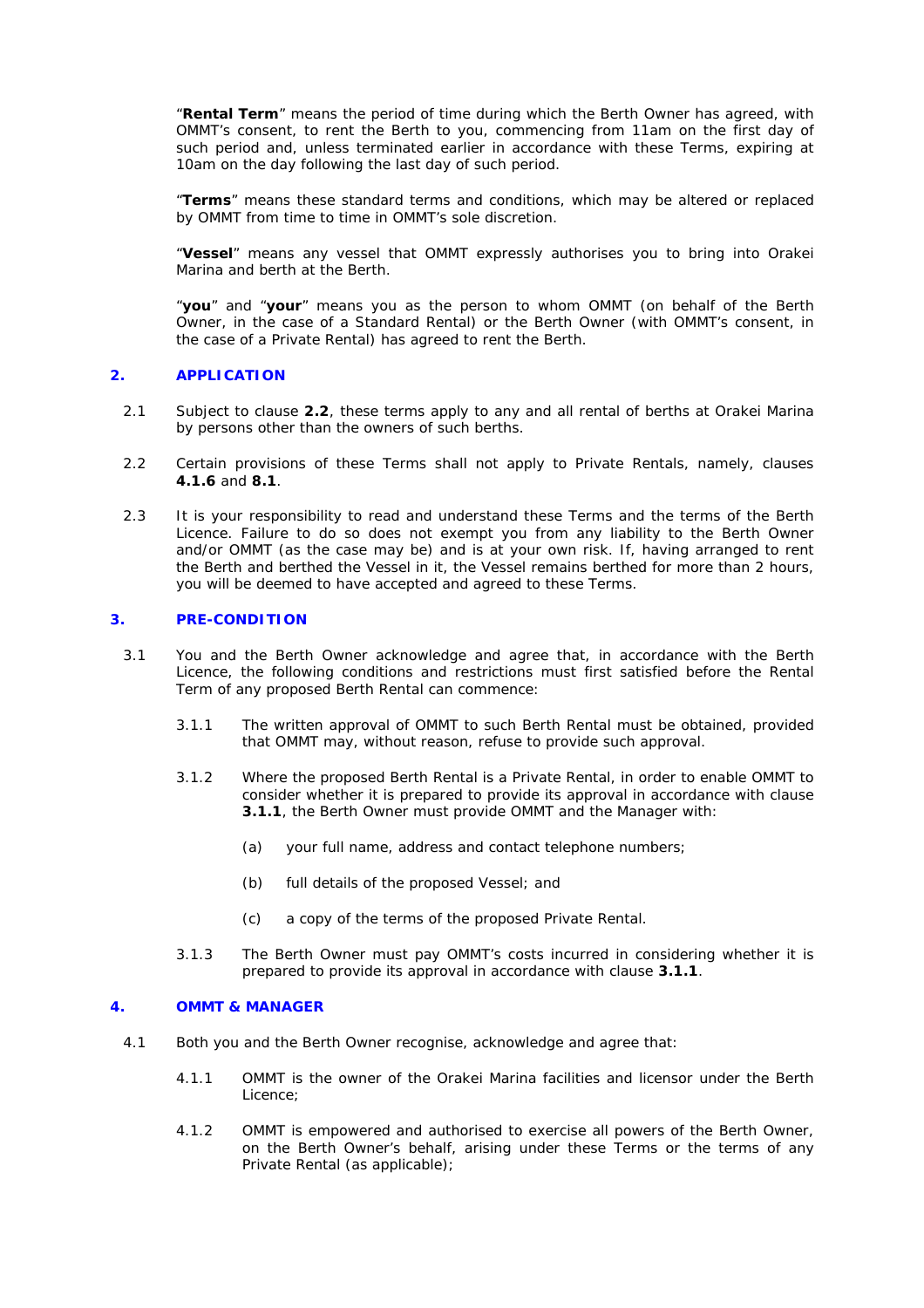"**Rental Term**" means the period of time during which the Berth Owner has agreed, with OMMT's consent, to rent the Berth to you, commencing from 11am on the first day of such period and, unless terminated earlier in accordance with these Terms, expiring at 10am on the day following the last day of such period.

"**Terms**" means these standard terms and conditions, which may be altered or replaced by OMMT from time to time in OMMT's sole discretion.

"**Vessel**" means any vessel that OMMT expressly authorises you to bring into Orakei Marina and berth at the Berth.

"**you**" and "**your**" means you as the person to whom OMMT (on behalf of the Berth Owner, in the case of a Standard Rental) or the Berth Owner (with OMMT's consent, in the case of a Private Rental) has agreed to rent the Berth.

## 2. APPLICATION

2.1 Subject to clause **2.2**, these terms apply to any and all rental of berths at Orakei Marina by persons other than the owners of such berths.

2.2 Certain provisions of these Terms shall not apply to Private Rentals, namely, clauses **4.1.6** and **8.1**.

2.3 It is your responsibility to read and understand these Terms and the terms of the Berth Licence. Failure to do so does not exempt you from any liability to the Berth Owner and/or OMMT (as the case may be) and is at your own risk. If, having arranged to rent the Berth and berthed the Vessel in it, the Vessel remains berthed for more than 2 hours, you will be deemed to have accepted and agreed to these Terms.

## 3. PRE-CONDITION

3.1 You and the Berth Owner acknowledge and agree that, in accordance with the Berth Licence, the following conditions and restrictions must first satisfied before the Rental Term of any proposed Berth Rental can commence:

3.1.1 The written approval of OMMT to such Berth Rental must be obtained, provided that OMMT may, without reason, refuse to provide such approval.

3.1.2 Where the proposed Berth Rental is a Private Rental, in order to enable OMMT to consider whether it is prepared to provide its approval in accordance with clause **3.1.1**, the Berth Owner must provide OMMT and the Manager with:

(a) your full name, address and contact telephone numbers;

(b) full details of the proposed Vessel; and

(c) a copy of the terms of the proposed Private Rental.

3.1.3 The Berth Owner must pay OMMT's costs incurred in considering whether it is prepared to provide its approval in accordance with clause **3.1.1**.

## 4. OMMT & MANAGER

4.1 Both you and the Berth Owner recognise, acknowledge and agree that:

4.1.1 OMMT is the owner of the Orakei Marina facilities and licensor under the Berth Licence;

4.1.2 OMMT is empowered and authorised to exercise all powers of the Berth Owner, on the Berth Owner's behalf, arising under these Terms or the terms of any Private Rental (as applicable);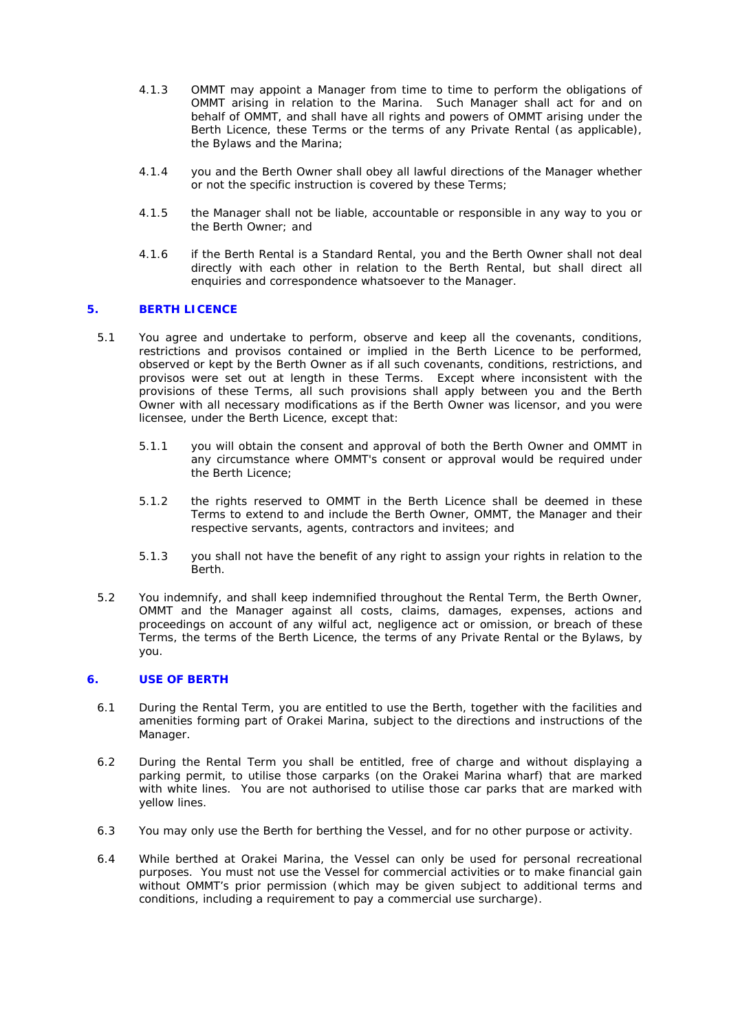4.1.3 OMMT may appoint a Manager from time to time to perform the obligations of OMMT arising in relation to the Marina. Such Manager shall act for and on behalf of OMMT, and shall have all rights and powers of OMMT arising under the Berth Licence, these Terms or the terms of any Private Rental (as applicable), the Bylaws and the Marina;

4.1.4 you and the Berth Owner shall obey all lawful directions of the Manager whether or not the specific instruction is covered by these Terms;

4.1.5 the Manager shall not be liable, accountable or responsible in any way to you or the Berth Owner; and

4.1.6 if the Berth Rental is a Standard Rental, you and the Berth Owner shall not deal directly with each other in relation to the Berth Rental, but shall direct all enquiries and correspondence whatsoever to the Manager.

## 5. BERTH LICENCE

5.1 You agree and undertake to perform, observe and keep all the covenants, conditions, restrictions and provisos contained or implied in the Berth Licence to be performed, observed or kept by the Berth Owner as if all such covenants, conditions, restrictions, and provisos were set out at length in these Terms. Except where inconsistent with the provisions of these Terms, all such provisions shall apply between you and the Berth Owner with all necessary modifications as if the Berth Owner was licensor, and you were licensee, under the Berth Licence, except that:

5.1.1 you will obtain the consent and approval of both the Berth Owner and OMMT in any circumstance where OMMT's consent or approval would be required under the Berth Licence;

5.1.2 the rights reserved to OMMT in the Berth Licence shall be deemed in these Terms to extend to and include the Berth Owner, OMMT, the Manager and their respective servants, agents, contractors and invitees; and

5.1.3 you shall not have the benefit of any right to assign your rights in relation to the Berth.

5.2 You indemnify, and shall keep indemnified throughout the Rental Term, the Berth Owner, OMMT and the Manager against all costs, claims, damages, expenses, actions and proceedings on account of any wilful act, negligence act or omission, or breach of these Terms, the terms of the Berth Licence, the terms of any Private Rental or the Bylaws, by you.

## 6. USE OF BERTH

6.1 During the Rental Term, you are entitled to use the Berth, together with the facilities and amenities forming part of Orakei Marina, subject to the directions and instructions of the Manager.

6.2 During the Rental Term you shall be entitled, free of charge and without displaying a parking permit, to utilise those carparks (on the Orakei Marina wharf) that are marked with white lines. You are not authorised to utilise those car parks that are marked with yellow lines.

6.3 You may only use the Berth for berthing the Vessel, and for no other purpose or activity.

6.4 While berthed at Orakei Marina, the Vessel can only be used for personal recreational purposes. You must not use the Vessel for commercial activities or to make financial gain without OMMT's prior permission (which may be given subject to additional terms and conditions, including a requirement to pay a commercial use surcharge).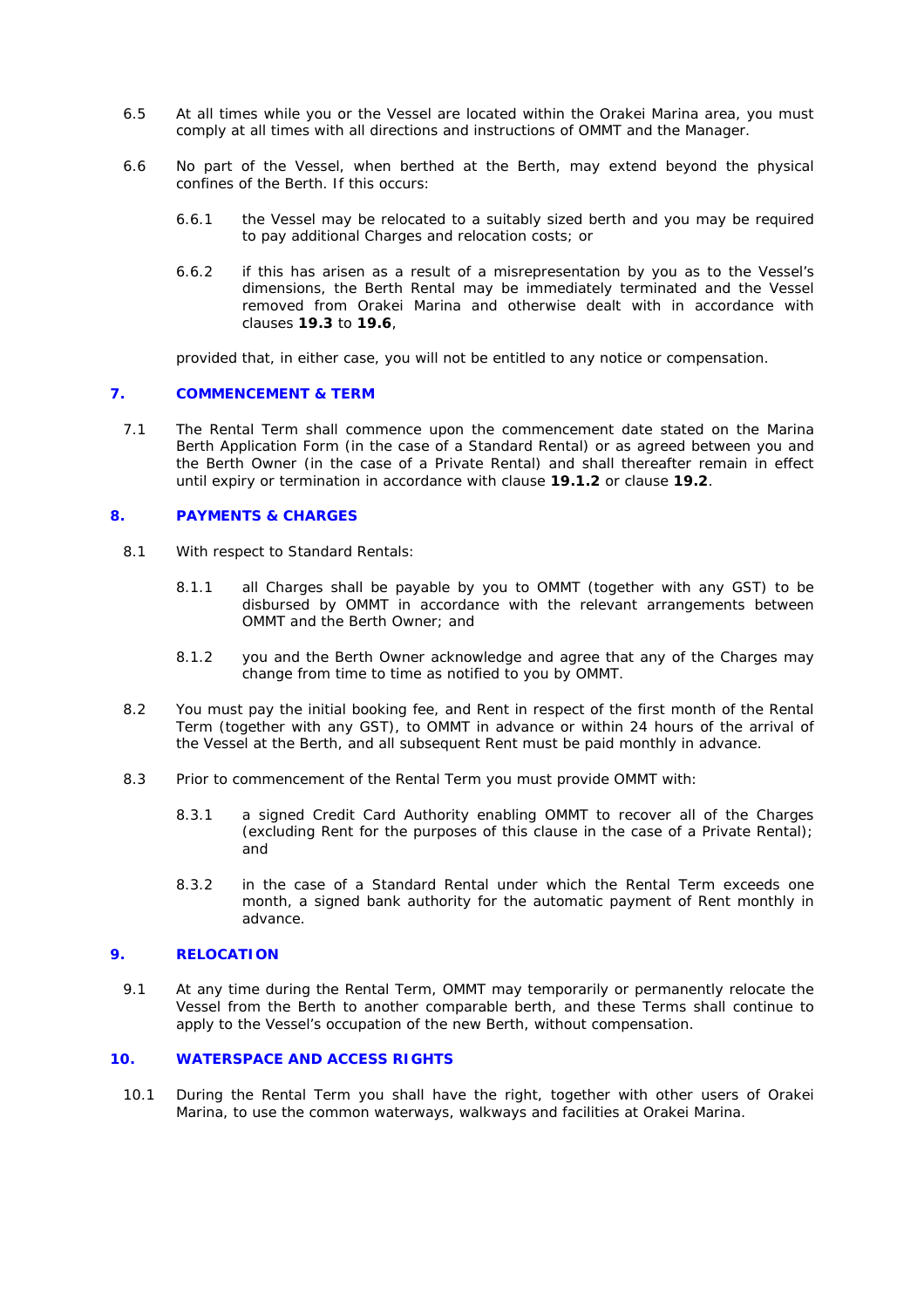6.5 At all times while you or the Vessel are located within the Orakei Marina area, you must comply at all times with all directions and instructions of OMMT and the Manager.

6.6 No part of the Vessel, when berthed at the Berth, may extend beyond the physical confines of the Berth. If this occurs:

6.6.1 the Vessel may be relocated to a suitably sized berth and you may be required to pay additional Charges and relocation costs; or

6.6.2 if this has arisen as a result of a misrepresentation by you as to the Vessel's dimensions, the Berth Rental may be immediately terminated and the Vessel removed from Orakei Marina and otherwise dealt with in accordance with clauses **19.3** to **19.6**,

provided that, in either case, you will not be entitled to any notice or compensation.

## 7. COMMENCEMENT & TERM

7.1 The Rental Term shall commence upon the commencement date stated on the Marina Berth Application Form (in the case of a Standard Rental) or as agreed between you and the Berth Owner (in the case of a Private Rental) and shall thereafter remain in effect until expiry or termination in accordance with clause **19.1.2** or clause **19.2**.

## 8. PAYMENTS & CHARGES

8.1 With respect to Standard Rentals:

8.1.1 all Charges shall be payable by you to OMMT (together with any GST) to be disbursed by OMMT in accordance with the relevant arrangements between OMMT and the Berth Owner; and

8.1.2 you and the Berth Owner acknowledge and agree that any of the Charges may change from time to time as notified to you by OMMT.

8.2 You must pay the initial booking fee, and Rent in respect of the first month of the Rental Term (together with any GST), to OMMT in advance or within 24 hours of the arrival of the Vessel at the Berth, and all subsequent Rent must be paid monthly in advance.

8.3 Prior to commencement of the Rental Term you must provide OMMT with:

8.3.1 a signed Credit Card Authority enabling OMMT to recover all of the Charges (excluding Rent for the purposes of this clause in the case of a Private Rental); and

8.3.2 in the case of a Standard Rental under which the Rental Term exceeds one month, a signed bank authority for the automatic payment of Rent monthly in advance.

## 9. RELOCATION

9.1 At any time during the Rental Term, OMMT may temporarily or permanently relocate the Vessel from the Berth to another comparable berth, and these Terms shall continue to apply to the Vessel's occupation of the new Berth, without compensation.

## 10. WATERSPACE AND ACCESS RIGHTS

10.1 During the Rental Term you shall have the right, together with other users of Orakei Marina, to use the common waterways, walkways and facilities at Orakei Marina.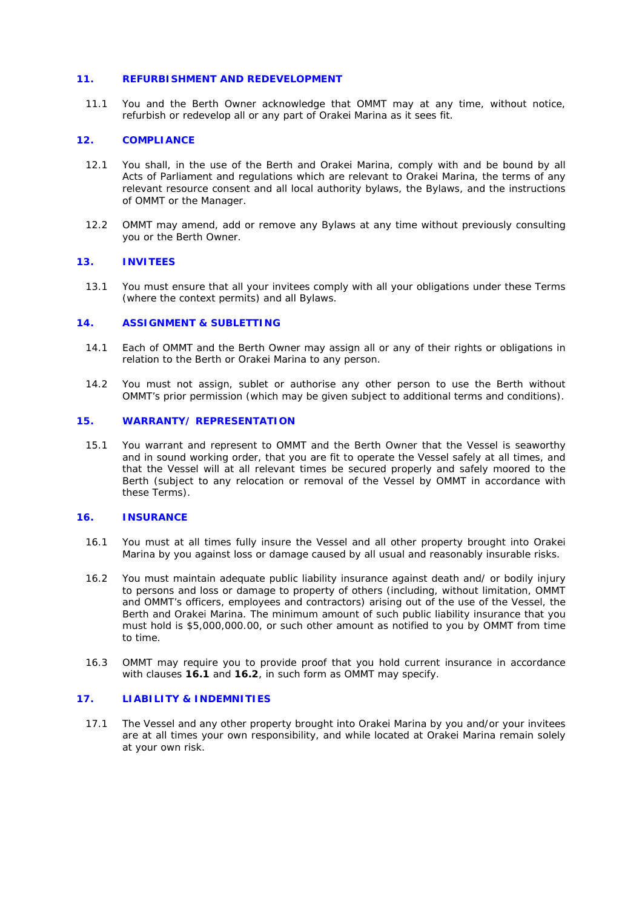## 11. REFURBISHMENT AND REDEVELOPMENT

11.1 You and the Berth Owner acknowledge that OMMT may at any time, without notice, refurbish or redevelop all or any part of Orakei Marina as it sees fit.

## 12. COMPLIANCE

12.1 You shall, in the use of the Berth and Orakei Marina, comply with and be bound by all Acts of Parliament and regulations which are relevant to Orakei Marina, the terms of any relevant resource consent and all local authority bylaws, the Bylaws, and the instructions of OMMT or the Manager.

12.2 OMMT may amend, add or remove any Bylaws at any time without previously consulting you or the Berth Owner.

## 13. INVITEES

13.1 You must ensure that all your invitees comply with all your obligations under these Terms (where the context permits) and all Bylaws.

## 14. ASSIGNMENT & SUBLETTING

14.1 Each of OMMT and the Berth Owner may assign all or any of their rights or obligations in relation to the Berth or Orakei Marina to any person.

14.2 You must not assign, sublet or authorise any other person to use the Berth without OMMT's prior permission (which may be given subject to additional terms and conditions).

## 15. WARRANTY/ REPRESENTATION

15.1 You warrant and represent to OMMT and the Berth Owner that the Vessel is seaworthy and in sound working order, that you are fit to operate the Vessel safely at all times, and that the Vessel will at all relevant times be secured properly and safely moored to the Berth (subject to any relocation or removal of the Vessel by OMMT in accordance with these Terms).

## 16. INSURANCE

16.1 You must at all times fully insure the Vessel and all other property brought into Orakei Marina by you against loss or damage caused by all usual and reasonably insurable risks.

16.2 You must maintain adequate public liability insurance against death and/ or bodily injury to persons and loss or damage to property of others (including, without limitation, OMMT and OMMT's officers, employees and contractors) arising out of the use of the Vessel, the Berth and Orakei Marina. The minimum amount of such public liability insurance that you must hold is $5,000,000.00, or such other amount as notified to you by OMMT from time to time.

16.3 OMMT may require you to provide proof that you hold current insurance in accordance with clauses **16.1** and **16.2**, in such form as OMMT may specify.

## 17. LIABILITY & INDEMNITIES

17.1 The Vessel and any other property brought into Orakei Marina by you and/or your invitees are at all times your own responsibility, and while located at Orakei Marina remain solely at your own risk.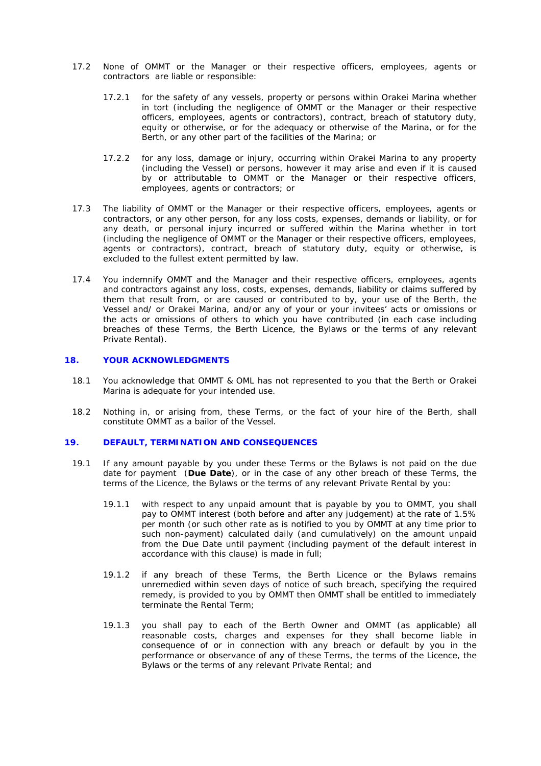17.2 None of OMMT or the Manager or their respective officers, employees, agents or contractors are liable or responsible:

17.2.1 for the safety of any vessels, property or persons within Orakei Marina whether in tort (including the negligence of OMMT or the Manager or their respective officers, employees, agents or contractors), contract, breach of statutory duty, equity or otherwise, or for the adequacy or otherwise of the Marina, or for the Berth, or any other part of the facilities of the Marina; or

17.2.2 for any loss, damage or injury, occurring within Orakei Marina to any property (including the Vessel) or persons, however it may arise and even if it is caused by or attributable to OMMT or the Manager or their respective officers, employees, agents or contractors; or

17.3 The liability of OMMT or the Manager or their respective officers, employees, agents or contractors, or any other person, for any loss costs, expenses, demands or liability, or for any death, or personal injury incurred or suffered within the Marina whether in tort (including the negligence of OMMT or the Manager or their respective officers, employees, agents or contractors), contract, breach of statutory duty, equity or otherwise, is excluded to the fullest extent permitted by law.

17.4 You indemnify OMMT and the Manager and their respective officers, employees, agents and contractors against any loss, costs, expenses, demands, liability or claims suffered by them that result from, or are caused or contributed to by, your use of the Berth, the Vessel and/ or Orakei Marina, and/or any of your or your invitees' acts or omissions or the acts or omissions of others to which you have contributed (in each case including breaches of these Terms, the Berth Licence, the Bylaws or the terms of any relevant Private Rental).

## 18. YOUR ACKNOWLEDGMENTS

18.1 You acknowledge that OMMT & OML has not represented to you that the Berth or Orakei Marina is adequate for your intended use.

18.2 Nothing in, or arising from, these Terms, or the fact of your hire of the Berth, shall constitute OMMT as a bailor of the Vessel.

## 19. DEFAULT, TERMINATION AND CONSEQUENCES

19.1 If any amount payable by you under these Terms or the Bylaws is not paid on the due date for payment (**Due Date**), or in the case of any other breach of these Terms, the terms of the Licence, the Bylaws or the terms of any relevant Private Rental by you:

19.1.1 with respect to any unpaid amount that is payable by you to OMMT, you shall pay to OMMT interest (both before and after any judgement) at the rate of 1.5% per month (or such other rate as is notified to you by OMMT at any time prior to such non-payment) calculated daily (and cumulatively) on the amount unpaid from the Due Date until payment (including payment of the default interest in accordance with this clause) is made in full;

19.1.2 if any breach of these Terms, the Berth Licence or the Bylaws remains unremedied within seven days of notice of such breach, specifying the required remedy, is provided to you by OMMT then OMMT shall be entitled to immediately terminate the Rental Term;

19.1.3 you shall pay to each of the Berth Owner and OMMT (as applicable) all reasonable costs, charges and expenses for they shall become liable in consequence of or in connection with any breach or default by you in the performance or observance of any of these Terms, the terms of the Licence, the Bylaws or the terms of any relevant Private Rental; and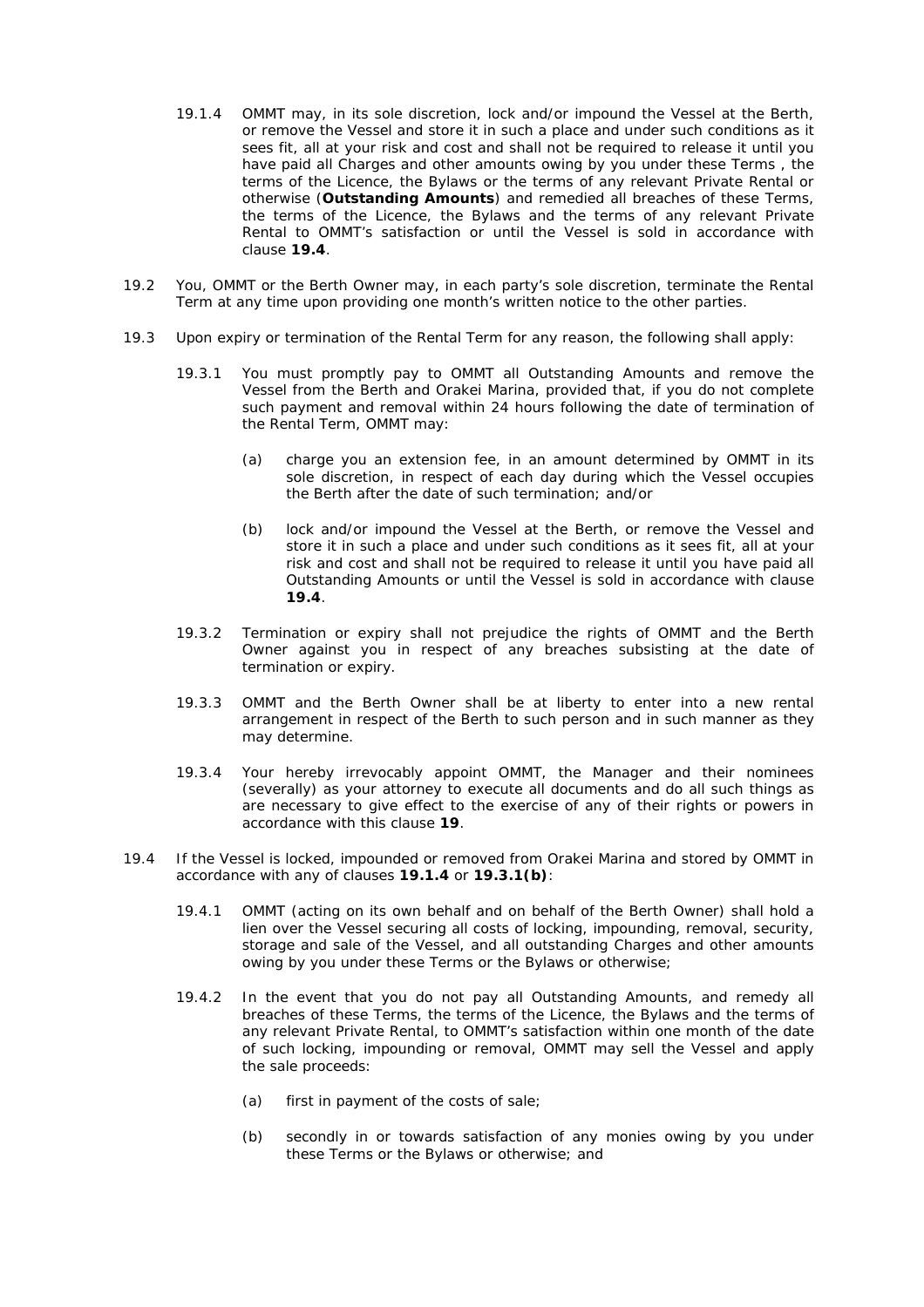19.1.4 OMMT may, in its sole discretion, lock and/or impound the Vessel at the Berth, or remove the Vessel and store it in such a place and under such conditions as it sees fit, all at your risk and cost and shall not be required to release it until you have paid all Charges and other amounts owing by you under these Terms , the terms of the Licence, the Bylaws or the terms of any relevant Private Rental or otherwise (**Outstanding Amounts**) and remedied all breaches of these Terms, the terms of the Licence, the Bylaws and the terms of any relevant Private Rental to OMMT's satisfaction or until the Vessel is sold in accordance with clause **19.4**.

19.2 You, OMMT or the Berth Owner may, in each party's sole discretion, terminate the Rental Term at any time upon providing one month's written notice to the other parties.

19.3 Upon expiry or termination of the Rental Term for any reason, the following shall apply:

19.3.1 You must promptly pay to OMMT all Outstanding Amounts and remove the Vessel from the Berth and Orakei Marina, provided that, if you do not complete such payment and removal within 24 hours following the date of termination of the Rental Term, OMMT may:

(a) charge you an extension fee, in an amount determined by OMMT in its sole discretion, in respect of each day during which the Vessel occupies the Berth after the date of such termination; and/or

(b) lock and/or impound the Vessel at the Berth, or remove the Vessel and store it in such a place and under such conditions as it sees fit, all at your risk and cost and shall not be required to release it until you have paid all Outstanding Amounts or until the Vessel is sold in accordance with clause **19.4**.

19.3.2 Termination or expiry shall not prejudice the rights of OMMT and the Berth Owner against you in respect of any breaches subsisting at the date of termination or expiry.

19.3.3 OMMT and the Berth Owner shall be at liberty to enter into a new rental arrangement in respect of the Berth to such person and in such manner as they may determine.

19.3.4 Your hereby irrevocably appoint OMMT, the Manager and their nominees (severally) as your attorney to execute all documents and do all such things as are necessary to give effect to the exercise of any of their rights or powers in accordance with this clause **19**.

19.4 If the Vessel is locked, impounded or removed from Orakei Marina and stored by OMMT in accordance with any of clauses **19.1.4** or **19.3.1(b)**:

19.4.1 OMMT (acting on its own behalf and on behalf of the Berth Owner) shall hold a lien over the Vessel securing all costs of locking, impounding, removal, security, storage and sale of the Vessel, and all outstanding Charges and other amounts owing by you under these Terms or the Bylaws or otherwise;

19.4.2 In the event that you do not pay all Outstanding Amounts, and remedy all breaches of these Terms, the terms of the Licence, the Bylaws and the terms of any relevant Private Rental, to OMMT's satisfaction within one month of the date of such locking, impounding or removal, OMMT may sell the Vessel and apply the sale proceeds:

(a) first in payment of the costs of sale;

(b) secondly in or towards satisfaction of any monies owing by you under these Terms or the Bylaws or otherwise; and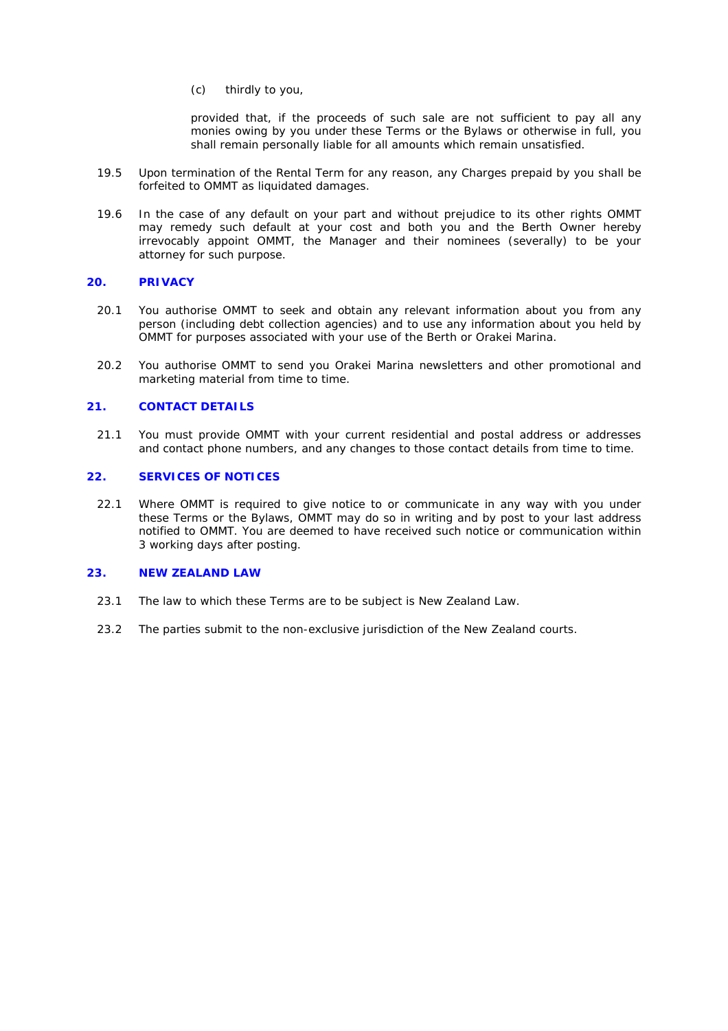(c) thirdly to you,

provided that, if the proceeds of such sale are not sufficient to pay all any monies owing by you under these Terms or the Bylaws or otherwise in full, you shall remain personally liable for all amounts which remain unsatisfied.

19.5 Upon termination of the Rental Term for any reason, any Charges prepaid by you shall be forfeited to OMMT as liquidated damages.

19.6 In the case of any default on your part and without prejudice to its other rights OMMT may remedy such default at your cost and both you and the Berth Owner hereby irrevocably appoint OMMT, the Manager and their nominees (severally) to be your attorney for such purpose.

## 20. PRIVACY

20.1 You authorise OMMT to seek and obtain any relevant information about you from any person (including debt collection agencies) and to use any information about you held by OMMT for purposes associated with your use of the Berth or Orakei Marina.

20.2 You authorise OMMT to send you Orakei Marina newsletters and other promotional and marketing material from time to time.

## 21. CONTACT DETAILS

21.1 You must provide OMMT with your current residential and postal address or addresses and contact phone numbers, and any changes to those contact details from time to time.

## 22. SERVICES OF NOTICES

22.1 Where OMMT is required to give notice to or communicate in any way with you under these Terms or the Bylaws, OMMT may do so in writing and by post to your last address notified to OMMT. You are deemed to have received such notice or communication within 3 working days after posting.

## 23. NEW ZEALAND LAW

23.1 The law to which these Terms are to be subject is New Zealand Law.

23.2 The parties submit to the non-exclusive jurisdiction of the New Zealand courts.